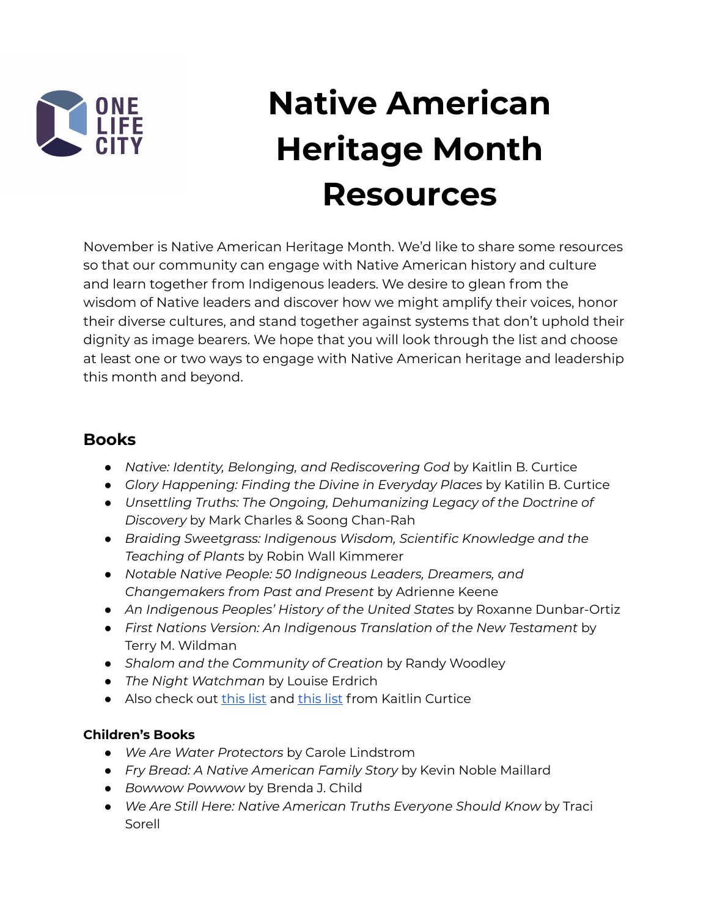# Native American Heritage Month Resources

November is Native American Heritage Month. We'd like to share some resources so that our community can engage with Native American history and culture and learn together from Indigenous leaders. We desire to glean from the wisdom of Native leaders and discover how we might amplify their voices, honor their diverse cultures, and stand together against systems that don't uphold their dignity as image bearers. We hope that you will look through the list and choose at least one or two ways to engage with Native American heritage and leadership this month and beyond.

## Books

- *Native: Identity, Belonging, and Rediscovering God* by Kaitlin B. Curtice
- *Glory Happening: Finding the Divine in Everyday Places* by Katilin B. Curtice
- *Unsettling Truths: The Ongoing, Dehumanizing Legacy of the Doctrine of Discovery* by Mark Charles & Soong Chan-Rah
- *Braiding Sweetgrass: Indigenous Wisdom, Scientific Knowledge and the Teaching of Plants* by Robin Wall Kimmerer
- *Notable Native People: 50 Indigneous Leaders, Dreamers, and Changemakers from Past and Present* by Adrienne Keene
- *An Indigenous Peoples' History of the United States* by Roxanne Dunbar-Ortiz
- *First Nations Version: An Indigenous Translation of the New Testament* by Terry M. Wildman
- *Shalom and the Community of Creation* by Randy Woodley
- *The Night Watchman* by Louise Erdrich
- Also check out this list and this list from Kaitlin Curtice

### Children's Books

- *We Are Water Protectors* by Carole Lindstrom
- *Fry Bread: A Native American Family Story* by Kevin Noble Maillard
- *Bowwow Powwow* by Brenda J. Child
- *We Are Still Here: Native American Truths Everyone Should Know* by Traci Sorell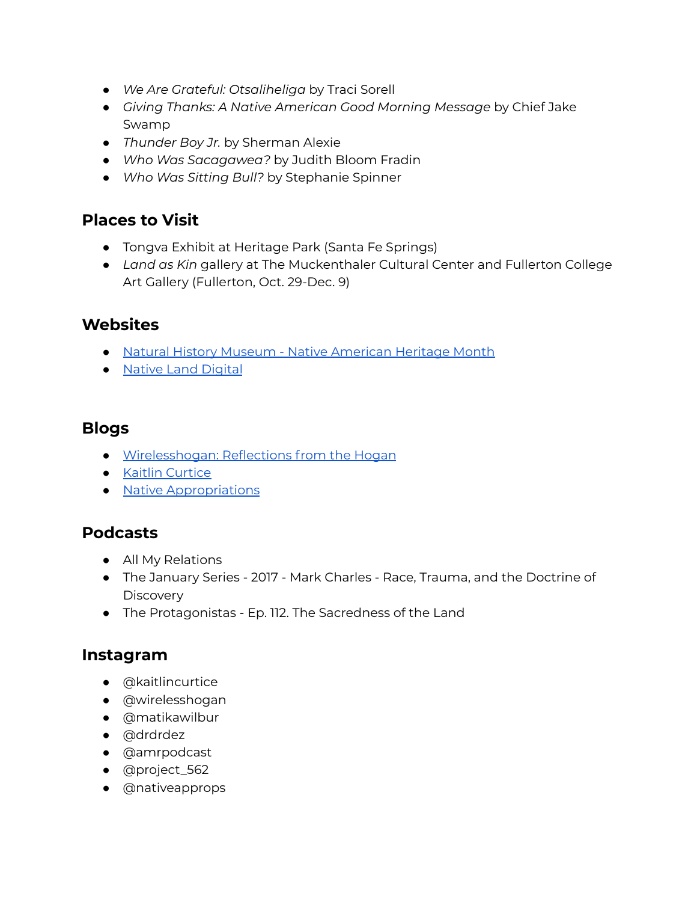- *We Are Grateful: Otsaliheliga* by Traci Sorell
- *Giving Thanks: A Native American Good Morning Message* by Chief Jake Swamp
- *Thunder Boy Jr.* by Sherman Alexie
- *Who Was Sacagawea?* by Judith Bloom Fradin
- *Who Was Sitting Bull?* by Stephanie Spinner

## Places to Visit

- Tongva Exhibit at Heritage Park (Santa Fe Springs)
- *Land as Kin* gallery at The Muckenthaler Cultural Center and Fullerton College Art Gallery (Fullerton, Oct. 29-Dec. 9)

## Websites

- Natural History Museum - Native American Heritage Month
- Native Land Digital

## Blogs

- Wirelesshogan: Reflections from the Hogan
- Kaitlin Curtice
- Native Appropriations

## Podcasts

- All My Relations
- The January Series - 2017 - Mark Charles - Race, Trauma, and the Doctrine of Discovery
- The Protagonistas - Ep. 112. The Sacredness of the Land

## Instagram

- @kaitlincurtice
- @wirelesshogan
- @matikawilbur
- @drdrdez
- @amrpodcast
- @project_562
- @nativeapprops